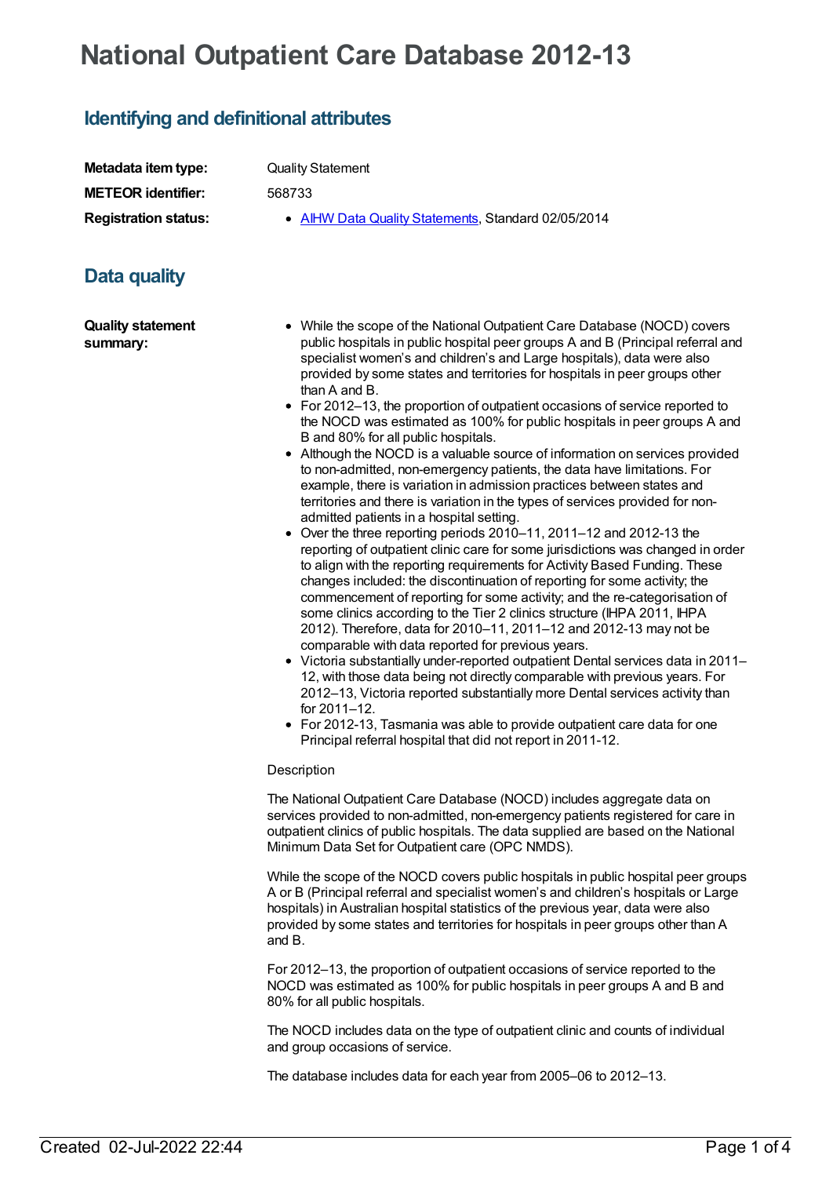# National Outpatient Care Database 2012-13

## Identifying and definitional attributes

**Metadata item type:** Quality Statement

**METEOR identifier:** 568733

**Registration status:**

- AIHW Data Quality Statements, Standard 02/05/2014

## Data quality

**Quality statement summary:**

- While the scope of the National Outpatient Care Database (NOCD) covers public hospitals in public hospital peer groups A and B (Principal referral and specialist women's and children's and Large hospitals), data were also provided by some states and territories for hospitals in peer groups other than A and B.
- For 2012–13, the proportion of outpatient occasions of service reported to the NOCD was estimated as 100% for public hospitals in peer groups A and B and 80% for all public hospitals.
- Although the NOCD is a valuable source of information on services provided to non-admitted, non-emergency patients, the data have limitations. For example, there is variation in admission practices between states and territories and there is variation in the types of services provided for non-admitted patients in a hospital setting.
- Over the three reporting periods 2010–11, 2011–12 and 2012-13 the reporting of outpatient clinic care for some jurisdictions was changed in order to align with the reporting requirements for Activity Based Funding. These changes included: the discontinuation of reporting for some activity; the commencement of reporting for some activity; and the re-categorisation of some clinics according to the Tier 2 clinics structure (IHPA 2011, IHPA 2012). Therefore, data for 2010–11, 2011–12 and 2012-13 may not be comparable with data reported for previous years.
- Victoria substantially under-reported outpatient Dental services data in 2011–12, with those data being not directly comparable with previous years. For 2012–13, Victoria reported substantially more Dental services activity than for 2011–12.
- For 2012-13, Tasmania was able to provide outpatient care data for one Principal referral hospital that did not report in 2011-12.

Description

The National Outpatient Care Database (NOCD) includes aggregate data on services provided to non-admitted, non-emergency patients registered for care in outpatient clinics of public hospitals. The data supplied are based on the National Minimum Data Set for Outpatient care (OPC NMDS).

While the scope of the NOCD covers public hospitals in public hospital peer groups A or B (Principal referral and specialist women's and children's hospitals or Large hospitals) in Australian hospital statistics of the previous year, data were also provided by some states and territories for hospitals in peer groups other than A and B.

For 2012–13, the proportion of outpatient occasions of service reported to the NOCD was estimated as 100% for public hospitals in peer groups A and B and 80% for all public hospitals.

The NOCD includes data on the type of outpatient clinic and counts of individual and group occasions of service.

The database includes data for each year from 2005–06 to 2012–13.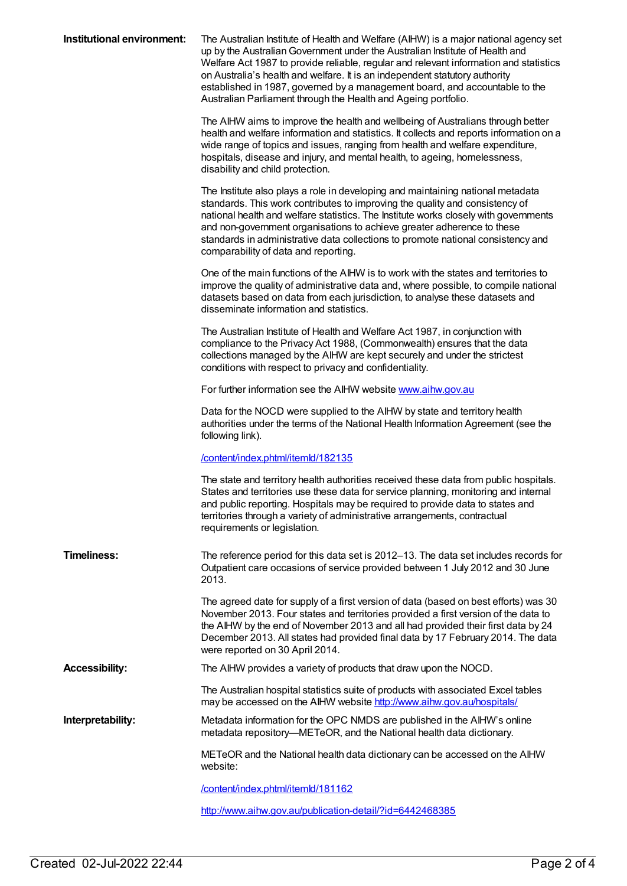**Institutional environment:**

The Australian Institute of Health and Welfare (AIHW) is a major national agency set up by the Australian Government under the Australian Institute of Health and Welfare Act 1987 to provide reliable, regular and relevant information and statistics on Australia's health and welfare. It is an independent statutory authority established in 1987, governed by a management board, and accountable to the Australian Parliament through the Health and Ageing portfolio.

The AIHW aims to improve the health and wellbeing of Australians through better health and welfare information and statistics. It collects and reports information on a wide range of topics and issues, ranging from health and welfare expenditure, hospitals, disease and injury, and mental health, to ageing, homelessness, disability and child protection.

The Institute also plays a role in developing and maintaining national metadata standards. This work contributes to improving the quality and consistency of national health and welfare statistics. The Institute works closely with governments and non-government organisations to achieve greater adherence to these standards in administrative data collections to promote national consistency and comparability of data and reporting.

One of the main functions of the AIHW is to work with the states and territories to improve the quality of administrative data and, where possible, to compile national datasets based on data from each jurisdiction, to analyse these datasets and disseminate information and statistics.

The Australian Institute of Health and Welfare Act 1987, in conjunction with compliance to the Privacy Act 1988, (Commonwealth) ensures that the data collections managed by the AIHW are kept securely and under the strictest conditions with respect to privacy and confidentiality.

For further information see the AIHW website [www.aihw.gov.au](http://www.aihw.gov.au)

Data for the NOCD were supplied to the AIHW by state and territory health authorities under the terms of the National Health Information Agreement (see the following link).

[/content/index.phtml/itemId/182135](/content/index.phtml/itemId/182135)

The state and territory health authorities received these data from public hospitals. States and territories use these data for service planning, monitoring and internal and public reporting. Hospitals may be required to provide data to states and territories through a variety of administrative arrangements, contractual requirements or legislation.

**Timeliness:**

The reference period for this data set is 2012–13. The data set includes records for Outpatient care occasions of service provided between 1 July 2012 and 30 June 2013.

The agreed date for supply of a first version of data (based on best efforts) was 30 November 2013. Four states and territories provided a first version of the data to the AIHW by the end of November 2013 and all had provided their first data by 24 December 2013. All states had provided final data by 17 February 2014. The data were reported on 30 April 2014.

**Accessibility:**

The AIHW provides a variety of products that draw upon the NOCD.

The Australian hospital statistics suite of products with associated Excel tables may be accessed on the AIHW website [http://www.aihw.gov.au/hospitals/](http://www.aihw.gov.au/hospitals/)

**Interpretability:**

Metadata information for the OPC NMDS are published in the AIHW's online metadata repository—METeOR, and the National health data dictionary.

METeOR and the National health data dictionary can be accessed on the AIHW website:

[/content/index.phtml/itemId/181162](/content/index.phtml/itemId/181162)

[http://www.aihw.gov.au/publication-detail/?id=6442468385](http://www.aihw.gov.au/publication-detail/?id=6442468385)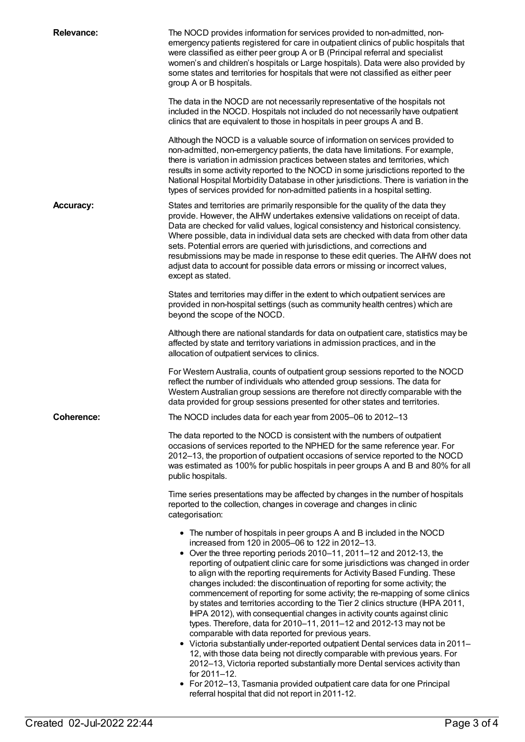**Relevance:**

The NOCD provides information for services provided to non-admitted, non-emergency patients registered for care in outpatient clinics of public hospitals that were classified as either peer group A or B (Principal referral and specialist women's and children's hospitals or Large hospitals). Data were also provided by some states and territories for hospitals that were not classified as either peer group A or B hospitals.

The data in the NOCD are not necessarily representative of the hospitals not included in the NOCD. Hospitals not included do not necessarily have outpatient clinics that are equivalent to those in hospitals in peer groups A and B.

Although the NOCD is a valuable source of information on services provided to non-admitted, non-emergency patients, the data have limitations. For example, there is variation in admission practices between states and territories, which results in some activity reported to the NOCD in some jurisdictions reported to the National Hospital Morbidity Database in other jurisdictions. There is variation in the types of services provided for non-admitted patients in a hospital setting.

**Accuracy:**

States and territories are primarily responsible for the quality of the data they provide. However, the AIHW undertakes extensive validations on receipt of data. Data are checked for valid values, logical consistency and historical consistency. Where possible, data in individual data sets are checked with data from other data sets. Potential errors are queried with jurisdictions, and corrections and resubmissions may be made in response to these edit queries. The AIHW does not adjust data to account for possible data errors or missing or incorrect values, except as stated.

States and territories may differ in the extent to which outpatient services are provided in non-hospital settings (such as community health centres) which are beyond the scope of the NOCD.

Although there are national standards for data on outpatient care, statistics may be affected by state and territory variations in admission practices, and in the allocation of outpatient services to clinics.

For Western Australia, counts of outpatient group sessions reported to the NOCD reflect the number of individuals who attended group sessions. The data for Western Australian group sessions are therefore not directly comparable with the data provided for group sessions presented for other states and territories.

**Coherence:**

The NOCD includes data for each year from 2005–06 to 2012–13

The data reported to the NOCD is consistent with the numbers of outpatient occasions of services reported to the NPHED for the same reference year. For 2012–13, the proportion of outpatient occasions of service reported to the NOCD was estimated as 100% for public hospitals in peer groups A and B and 80% for all public hospitals.

Time series presentations may be affected by changes in the number of hospitals reported to the collection, changes in coverage and changes in clinic categorisation:

- The number of hospitals in peer groups A and B included in the NOCD increased from 120 in 2005–06 to 122 in 2012–13.
- Over the three reporting periods 2010–11, 2011–12 and 2012-13, the reporting of outpatient clinic care for some jurisdictions was changed in order to align with the reporting requirements for Activity Based Funding. These changes included: the discontinuation of reporting for some activity; the commencement of reporting for some activity; the re-mapping of some clinics by states and territories according to the Tier 2 clinics structure (IHPA 2011, IHPA 2012), with consequential changes in activity counts against clinic types. Therefore, data for 2010–11, 2011–12 and 2012-13 may not be comparable with data reported for previous years.
- Victoria substantially under-reported outpatient Dental services data in 2011–12, with those data being not directly comparable with previous years. For 2012–13, Victoria reported substantially more Dental services activity than for 2011–12.
- For 2012–13, Tasmania provided outpatient care data for one Principal referral hospital that did not report in 2011-12.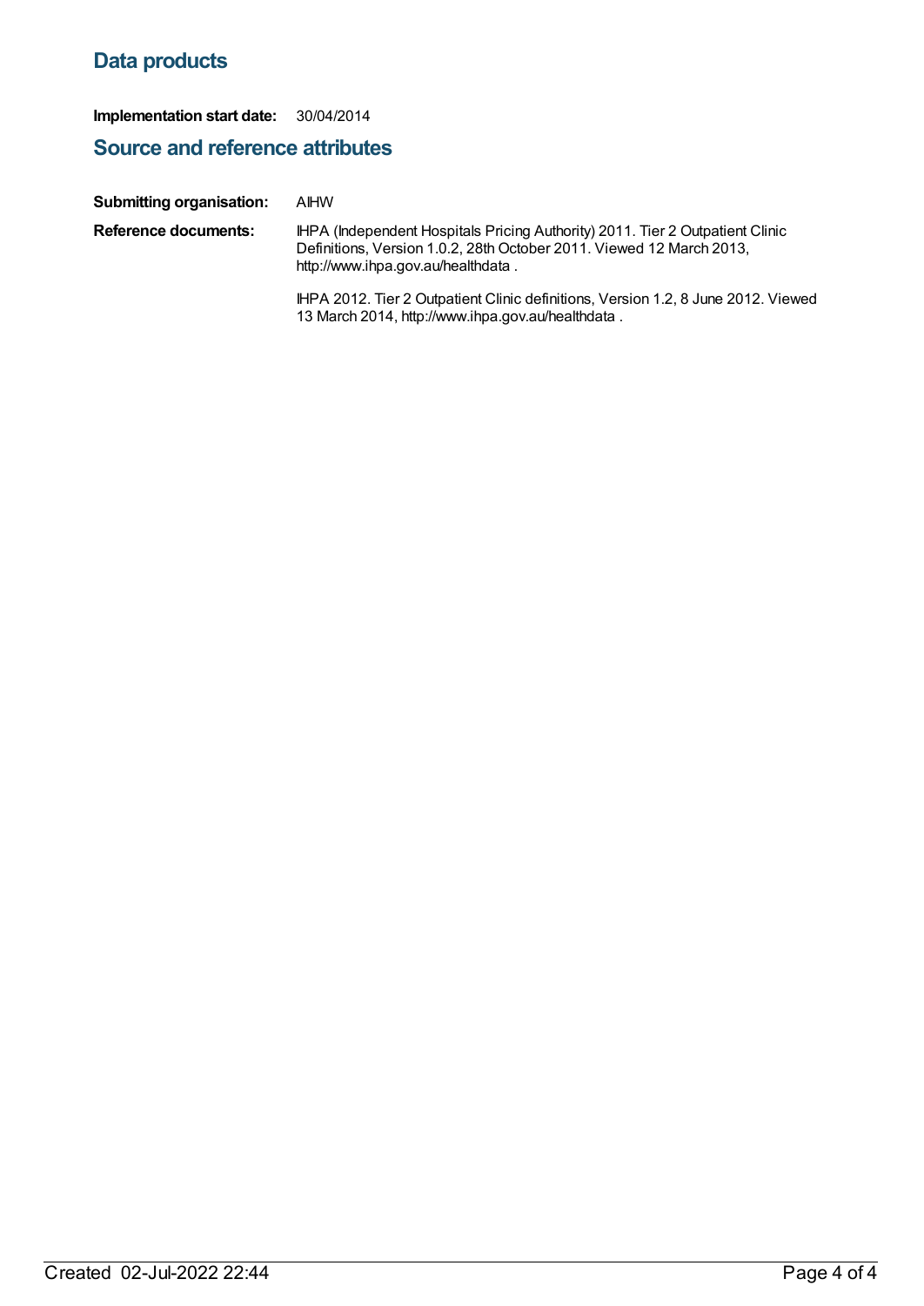## Data products

**Implementation start date:** 30/04/2014

## Source and reference attributes

**Submitting organisation:** AIHW

**Reference documents:** IHPA (Independent Hospitals Pricing Authority) 2011. Tier 2 Outpatient Clinic Definitions, Version 1.0.2, 28th October 2011. Viewed 12 March 2013, http://www.ihpa.gov.au/healthdata .

IHPA 2012. Tier 2 Outpatient Clinic definitions, Version 1.2, 8 June 2012. Viewed 13 March 2014, http://www.ihpa.gov.au/healthdata .